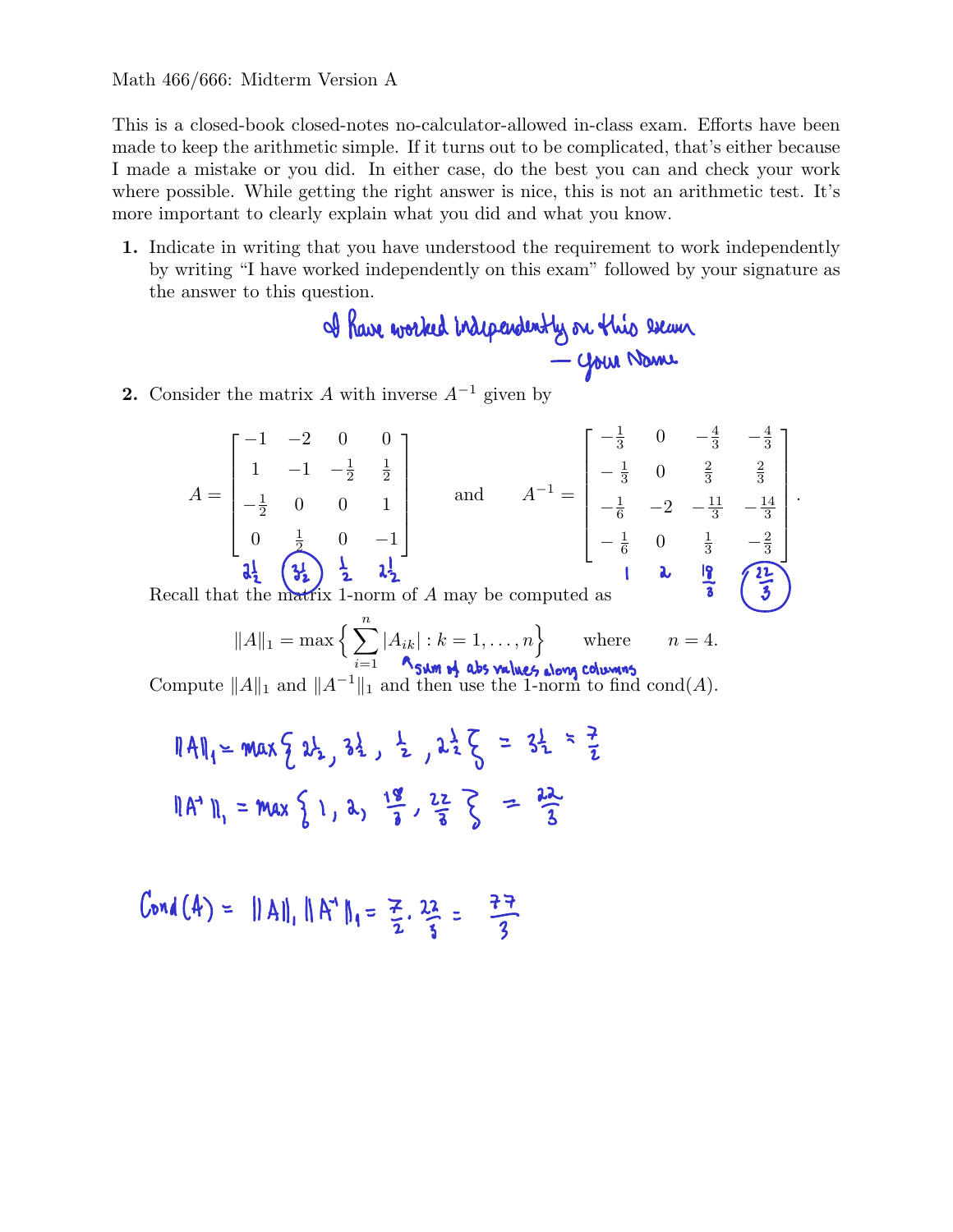Math 466/666: Midterm Version A

This is a closed-book closed-notes no-calculator-allowed in-class exam. Efforts have been made to keep the arithmetic simple. If it turns out to be complicated, that's either because I made a mistake or you did. In either case, do the best you can and check your work where possible. While getting the right answer is nice, this is not an arithmetic test. It's more important to clearly explain what you did and what you know.

**1.** Indicate in writing that you have understood the requirement to work independently by writing "I have worked independently on this exam" followed by your signature as the answer to this question.

I have worked independently on this exam
— Your Name

**2.** Consider the matrix $A$ with inverse $A^{-1}$ given by

$$A = \begin{bmatrix} -1 & -2 & 0 & 0 \\ 1 & -1 & -\frac{1}{2} & \frac{1}{2} \\ -\frac{1}{2} & 0 & 0 & 1 \\ 0 & \frac{1}{2} & 0 & -1 \end{bmatrix} \qquad \text{and} \qquad A^{-1} = \begin{bmatrix} -\frac{1}{3} & 0 & -\frac{4}{3} & -\frac{4}{3} \\ -\frac{1}{3} & 0 & \frac{2}{3} & \frac{2}{3} \\ -\frac{1}{6} & -2 & -\frac{11}{3} & -\frac{14}{3} \\ -\frac{1}{6} & 0 & \frac{1}{3} & -\frac{2}{3} \end{bmatrix}.$$

Column sums written under $A$: $2\frac{1}{2}$, $3\frac{1}{2}$ (circled), $\frac{1}{2}$, $2\frac{1}{2}$

Column sums written under $A^{-1}$: $1$, $2$, $\frac{18}{3}$, $\frac{22}{3}$ (circled)

Recall that the matrix 1-norm of $A$ may be computed as

$$\|A\|_1 = \max\left\{ \sum_{i=1}^{n} |A_{ik}| : k = 1, \ldots, n \right\} \qquad \text{where} \qquad n = 4.$$

(sum of abs values along columns)

Compute $\|A\|_1$ and $\|A^{-1}\|_1$ and then use the 1-norm to find $\text{cond}(A)$.

$$\|A\|_1 = \max\left\{ 2\tfrac{1}{2},\ 3\tfrac{1}{2},\ \tfrac{1}{2},\ 2\tfrac{1}{2} \right\} = 3\tfrac{1}{2} = \frac{7}{2}$$

$$\|A^{-1}\|_1 = \max\left\{ 1,\ 2,\ \frac{18}{3},\ \frac{22}{3} \right\} = \frac{22}{3}$$

$$\text{Cond}(A) = \|A\|_1 \|A^{-1}\|_1 = \frac{7}{2} \cdot \frac{22}{3} = \frac{77}{3}$$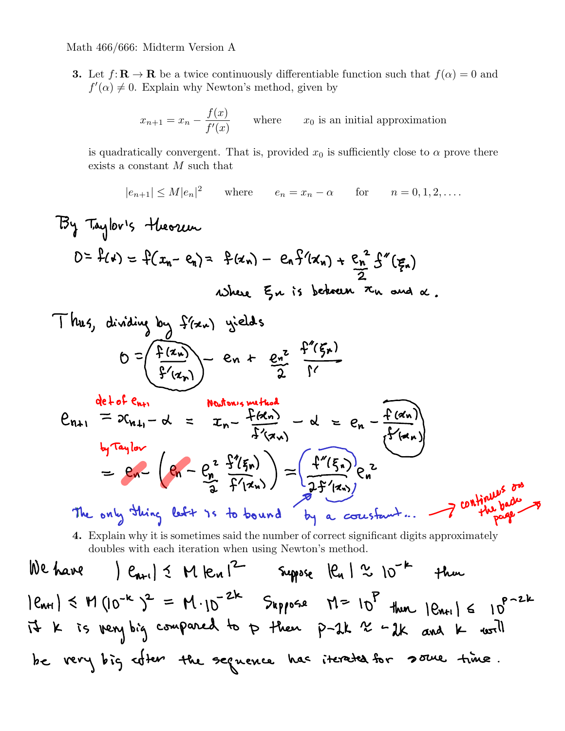Math 466/666: Midterm Version A

**3.** Let $f\colon \mathbf{R} \to \mathbf{R}$ be a twice continuously differentiable function such that $f(\alpha) = 0$ and $f'(\alpha) \neq 0$. Explain why Newton's method, given by

$$x_{n+1} = x_n - \frac{f(x)}{f'(x)} \qquad \text{where} \qquad x_0 \text{ is an initial approximation}$$

is quadratically convergent. That is, provided $x_0$ is sufficiently close to $\alpha$ prove there exists a constant $M$ such that

$$|e_{n+1}| \leq M|e_n|^2 \qquad \text{where} \qquad e_n = x_n - \alpha \qquad \text{for} \qquad n = 0, 1, 2, \ldots.$$

By Taylor's theorem

$$0 = f(\alpha) = f(x_n - e_n) = f(x_n) - e_n f'(x_n) + \frac{e_n^2}{2} f''(\xi_n)$$

where $\xi_n$ is between $x_n$ and $\alpha$.

Thus, dividing by $f'(x_n)$ yields

$$0 = \frac{f(x_n)}{f'(x_n)} - e_n + \frac{e_n^2}{2} \frac{f''(\xi_n)}{f'}$$

(def of $e_{n+1}$) (Newton's method)

$$e_{n+1} = x_{n+1} - \alpha = x_n - \frac{f(x_n)}{f'(x_n)} - \alpha = e_n - \frac{f(x_n)}{f'(x_n)}$$

(by Taylor)

$$= e_n - \left( e_n - \frac{e_n^2}{2} \frac{f''(\xi_n)}{f'(x_n)} \right) = \frac{f''(\xi_n)}{2f'(x_n)} e_n^2$$

The only thing left is to bound $\frac{f''(\xi_n)}{2f'(x_n)}$ by a constant... → continues on the back page →

**4.** Explain why it is sometimes said the number of correct significant digits approximately doubles with each iteration when using Newton's method.

We have $|e_{n+1}| \leq M|e_n|^2$. Suppose $|e_n| \approx 10^{-k}$ then $|e_{n+1}| \leq M(10^{-k})^2 = M \cdot 10^{-2k}$. Suppose $M = 10^p$ then $|e_{n+1}| \leq 10^{p-2k}$. If $k$ is very big compared to $p$ then $p - 2k \approx -2k$ and $k$ will be very big after the sequence has iterated for some time.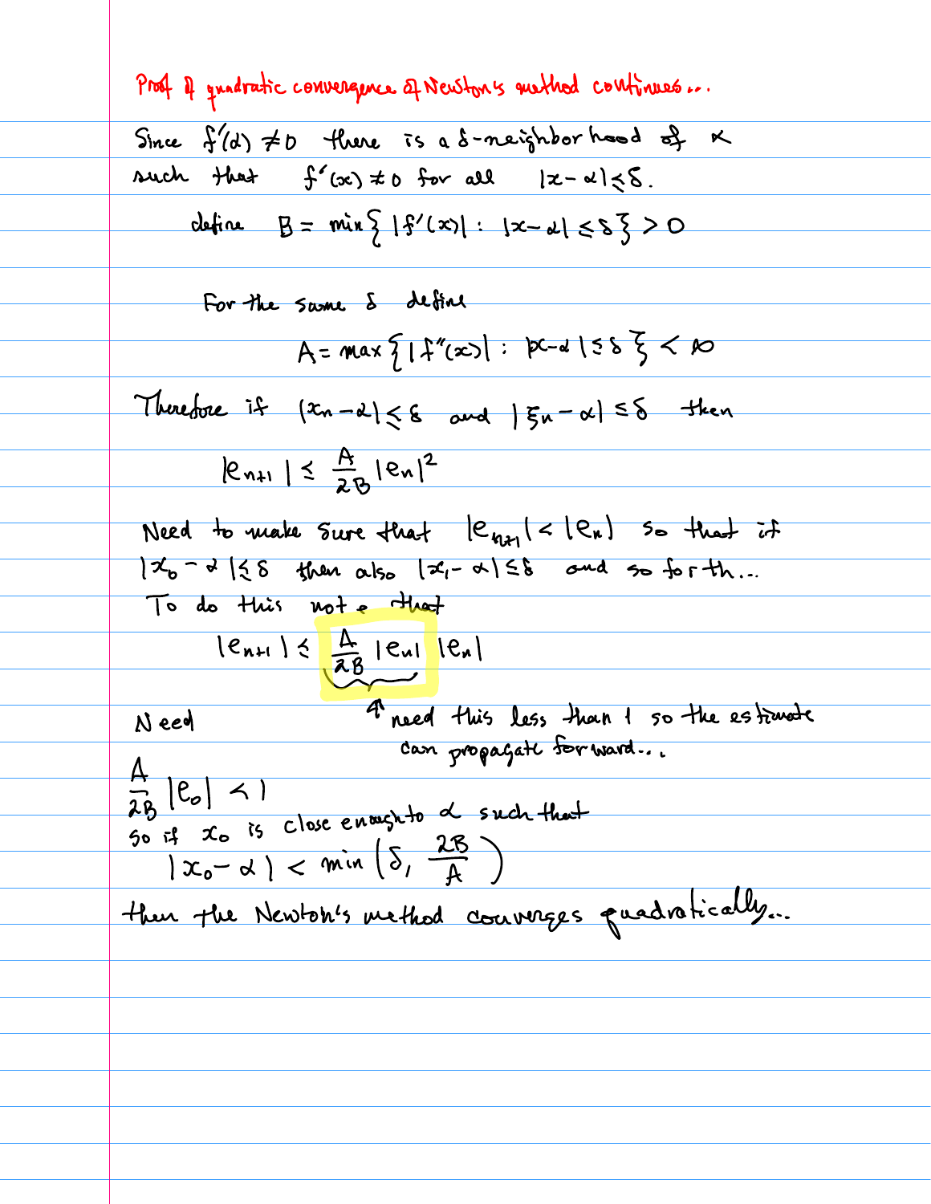Proof of quadratic convergence of Newton's method continues...

Since $f'(\alpha) \neq 0$ there is a $\delta$-neighborhood of $\alpha$ such that $f'(x) \neq 0$ for all $|x - \alpha| \leq \delta$.

define $B = \min \{ |f'(x)| : |x - \alpha| \leq \delta \} > 0$

For the same $\delta$ define

$$A = \max \{ |f''(x)| : |x - \alpha| \leq \delta \} < \infty$$

Therefore if $|x_n - \alpha| \leq \delta$ and $|\xi_n - \alpha| \leq \delta$ then

$$|e_{n+1}| \leq \frac{A}{2B} |e_n|^2$$

Need to make sure that $|e_{n+1}| < |e_n|$ so that if $|x_0 - \alpha| \leq \delta$ then also $|x_1 - \alpha| \leq \delta$ and so forth...

To do this note that

$$|e_{n+1}| \leq \frac{A}{2B} |e_n| \, |e_n|$$

↑ need this less than 1 so the estimate can propagate forward...

Need

$\frac{A}{2B} |e_0| < 1$

so if $x_0$ is close enough to $\alpha$ such that

$$|x_0 - \alpha| < \min \left( \delta, \frac{2B}{A} \right)$$

then the Newton's method converges quadratically...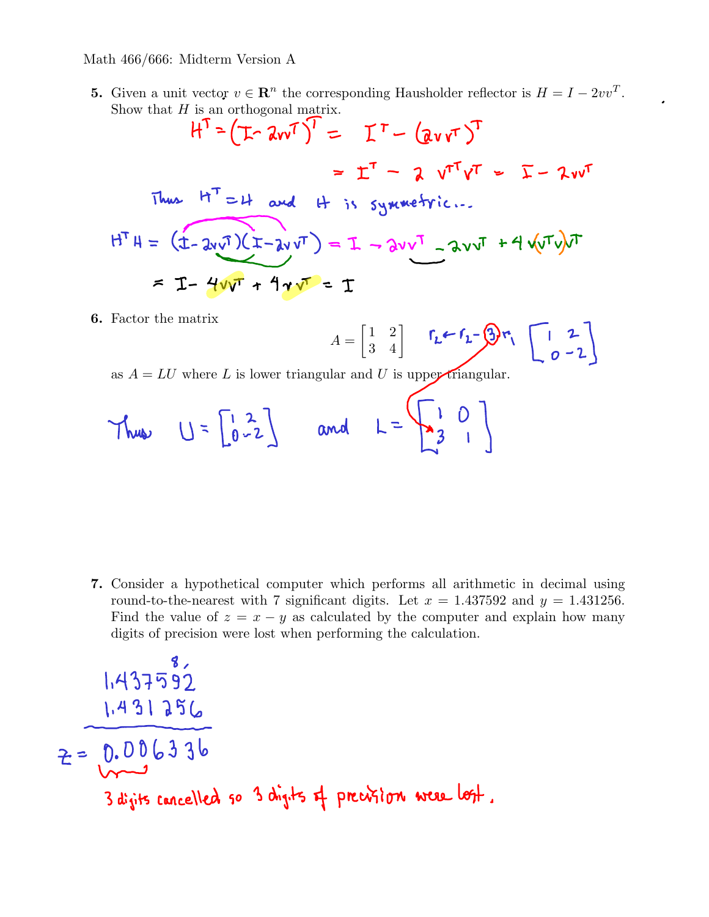Math 466/666: Midterm Version A

**5.** Given a unit vector $v \in \mathbf{R}^n$ the corresponding Hausholder reflector is $H = I - 2vv^T$. Show that $H$ is an orthogonal matrix.

$$H^T = (I - 2vv^T)^T = I^T - (2vv^T)^T$$

$$= I^T - 2 v^{T^T} v^T = I - 2vv^T$$

Thus $H^T = H$ and $H$ is symmetric...

$$H^T H = (I - 2vv^T)(I - 2vv^T) = I - 2vv^T - 2vv^T + 4v(v^T v)v^T$$

$$= I - 4vv^T + 4vv^T = I$$

**6.** Factor the matrix

$$A = \begin{bmatrix} 1 & 2 \\ 3 & 4 \end{bmatrix} \quad r_2 \leftarrow r_2 - 3 r_1 \quad \begin{bmatrix} 1 & 2 \\ 0 & -2 \end{bmatrix}$$

as $A = LU$ where $L$ is lower triangular and $U$ is upper triangular.

Thus $U = \begin{bmatrix} 1 & 2 \\ 0 & -2 \end{bmatrix}$ and $L = \begin{bmatrix} 1 & 0 \\ 3 & 1 \end{bmatrix}$

**7.** Consider a hypothetical computer which performs all arithmetic in decimal using round-to-the-nearest with 7 significant digits. Let $x = 1.437592$ and $y = 1.431256$. Find the value of $z = x - y$ as calculated by the computer and explain how many digits of precision were lost when performing the calculation.

$$\begin{array}{r} 1.437592 \\ 1.431256 \\ \hline \end{array}$$

$z = 0.006336$

3 digits cancelled so 3 digits of precision were lost.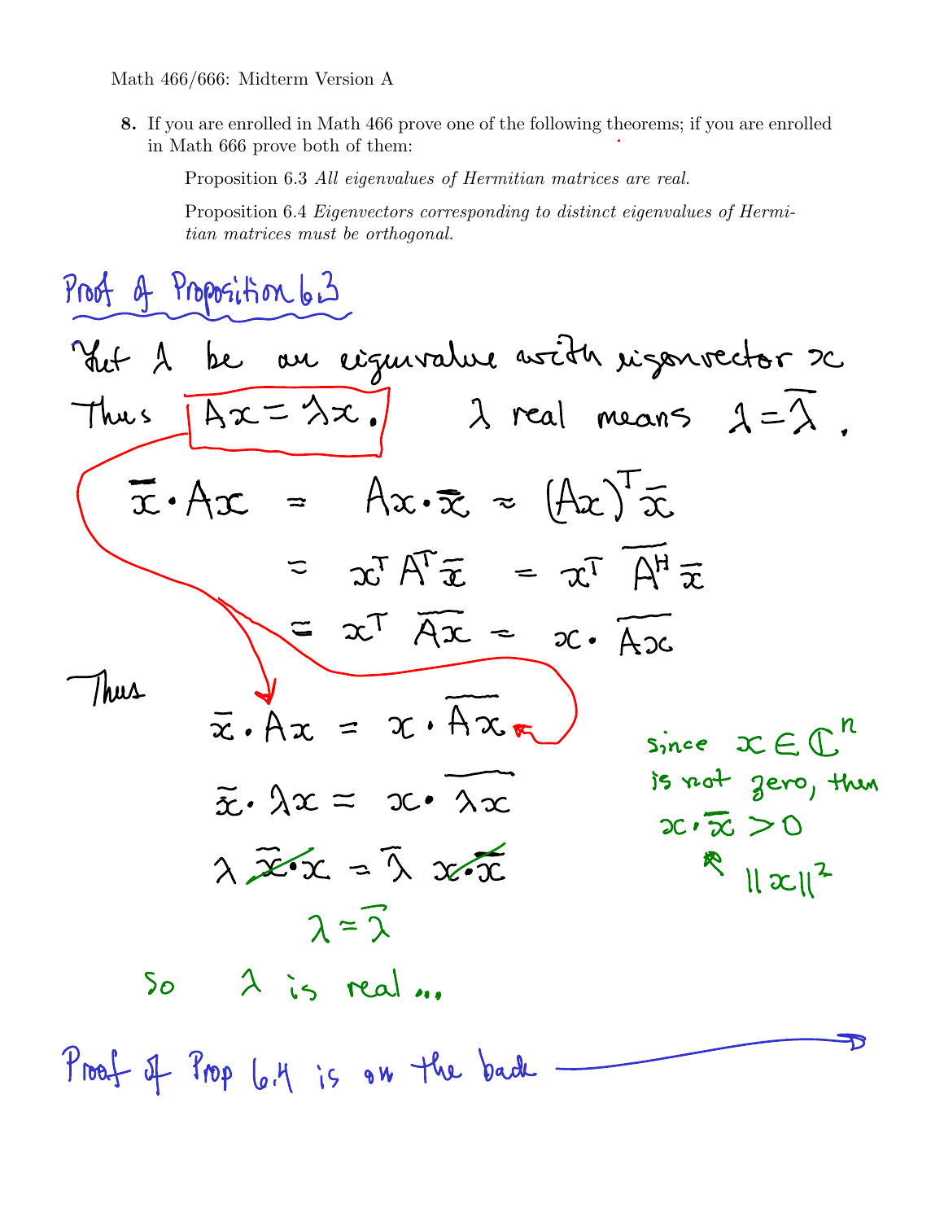Math 466/666: Midterm Version A

**8.** If you are enrolled in Math 466 prove one of the following theorems; if you are enrolled in Math 666 prove both of them:

Proposition 6.3 *All eigenvalues of Hermitian matrices are real.*

Proposition 6.4 *Eigenvectors corresponding to distinct eigenvalues of Hermitian matrices must be orthogonal.*

## Proof of Proposition 6.3

Let $\lambda$ be an eigenvalue with eigenvector $x$

Thus $Ax = \lambda x$. $\quad$ $\lambda$ real means $\lambda = \bar{\lambda}$.

$$\bar{x} \cdot Ax = Ax \cdot \bar{x} = (Ax)^T \bar{x}$$

$$= x^T A^T \bar{x} = x^T \overline{A^H} \bar{x}$$

$$= x^T \overline{Ax} = x \cdot \overline{Ax}$$

Thus

$$\bar{x} \cdot Ax = x \cdot \overline{Ax}$$

$$\bar{x} \cdot \lambda x = x \cdot \overline{\lambda x}$$

$$\lambda \bar{x} \cdot x = \bar{\lambda}\, x \cdot \bar{x}$$

$$\lambda = \bar{\lambda}$$

So $\lambda$ is real...

since $x \in \mathbb{C}^n$ is not zero, then $x \cdot \bar{x} > 0$ ($= \|x\|^2$)

Proof of Prop 6.4 is on the back →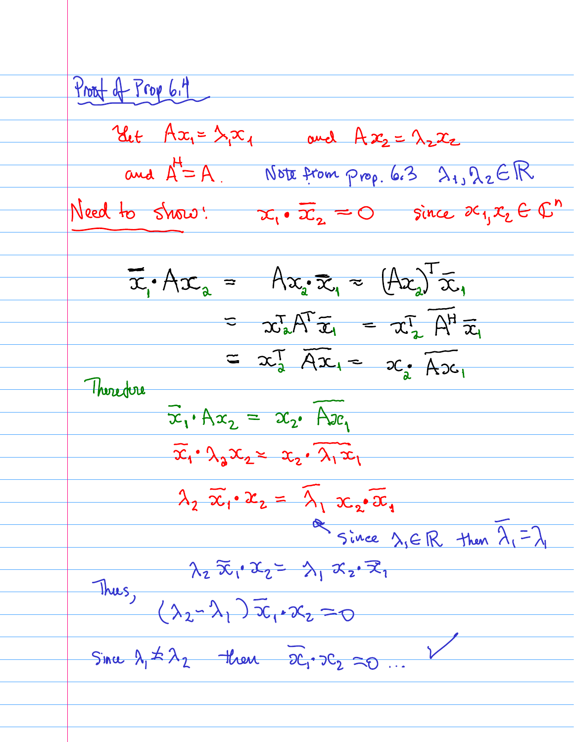# Proof of Prop 6.4

Let $Ax_1 = \lambda_1 x_1$ and $Ax_2 = \lambda_2 x_2$

and $A^H = A$. Note from Prop. 6.3 $\lambda_1, \lambda_2 \in \mathbb{R}$

Need to show: $x_1 \cdot \overline{x_2} = 0$ since $x_1, x_2 \in \mathbb{C}^n$

$$
\begin{aligned}
\overline{x_1} \cdot Ax_2 &= Ax_2 \cdot \overline{x_1} = (Ax_2)^T \overline{x_1} \\
&= x_2^T A^T \overline{x_1} = x_2^T \overline{A^H} \, \overline{x_1} \\
&= x_2^T \overline{Ax_1} = x_2 \cdot \overline{Ax_1}
\end{aligned}
$$

Therefore

$$\overline{x_1} \cdot Ax_2 = x_2 \cdot \overline{Ax_1}$$

$$\overline{x_1} \cdot \lambda_2 x_2 = x_2 \cdot \overline{\lambda_1 x_1}$$

$$\lambda_2 \, \overline{x_1} \cdot x_2 = \overline{\lambda_1} \, x_2 \cdot \overline{x_1}$$

since $\lambda_1 \in \mathbb{R}$ then $\overline{\lambda_1} = \lambda_1$

$$\lambda_2 \, \overline{x_1} \cdot x_2 = \lambda_1 \, x_2 \cdot \overline{x_1}$$

Thus,

$$(\lambda_2 - \lambda_1) \, \overline{x_1} \cdot x_2 = 0$$

Since $\lambda_1 \neq \lambda_2$ then $\overline{x_1} \cdot x_2 = 0 \ldots$ ✓